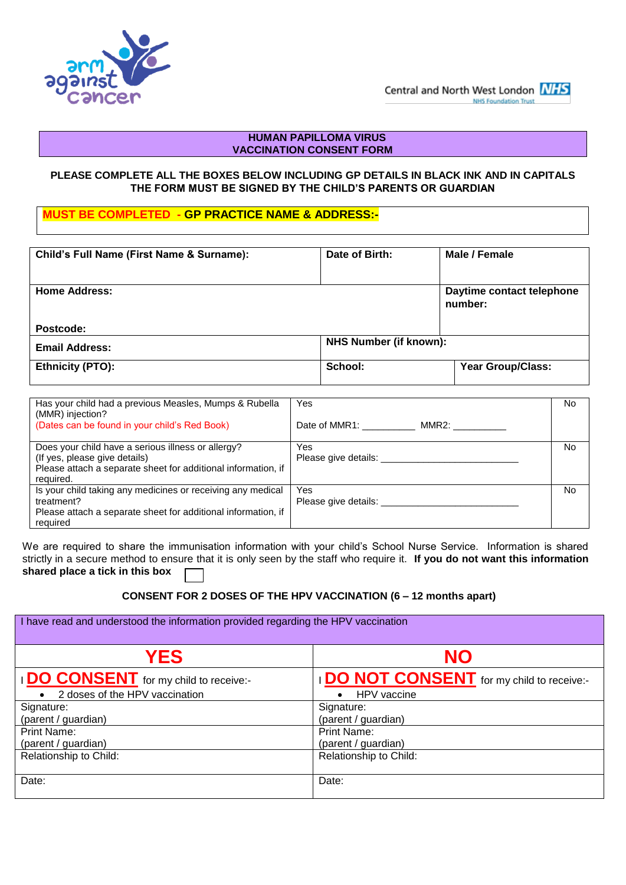arm against cancer

Central and North West London NHS Foundation Trust

## HUMAN PAPILLOMA VIRUS VACCINATION CONSENT FORM

**PLEASE COMPLETE ALL THE BOXES BELOW INCLUDING GP DETAILS IN BLACK INK AND IN CAPITALS THE FORM MUST BE SIGNED BY THE CHILD'S PARENTS OR GUARDIAN**

**MUST BE COMPLETED - GP PRACTICE NAME & ADDRESS:-**

| **Child's Full Name (First Name & Surname):** | **Date of Birth:** | **Male / Female** |
|---|---|---|
| **Home Address:**<br><br>**Postcode:** | | **Daytime contact telephone number:** |
| **Email Address:** | **NHS Number (if known):** | |
| **Ethnicity (PTO):** | **School:** | **Year Group/Class:** |

| | | |
|---|---|---|
| Has your child had a previous Measles, Mumps & Rubella (MMR) injection?<br>(Dates can be found in your child's Red Book) | Yes<br>Date of MMR1: __________ MMR2: __________ | No |
| Does your child have a serious illness or allergy?<br>(If yes, please give details)<br>Please attach a separate sheet for additional information, if required. | Yes<br>Please give details: ___________________________ | No |
| Is your child taking any medicines or receiving any medical treatment?<br>Please attach a separate sheet for additional information, if required | Yes<br>Please give details: ___________________________ | No |

We are required to share the immunisation information with your child's School Nurse Service. Information is shared strictly in a secure method to ensure that it is only seen by the staff who require it. **If you do not want this information shared place a tick in this box** ☐

**CONSENT FOR 2 DOSES OF THE HPV VACCINATION (6 – 12 months apart)**

| I have read and understood the information provided regarding the HPV vaccination | |
|---|---|
| **YES** | **NO** |
| I **DO CONSENT** for my child to receive:-<br>• 2 doses of the HPV vaccination | I **DO NOT CONSENT** for my child to receive:-<br>• HPV vaccine |
| Signature:<br>(parent / guardian) | Signature:<br>(parent / guardian) |
| Print Name:<br>(parent / guardian) | Print Name:<br>(parent / guardian) |
| Relationship to Child: | Relationship to Child: |
| Date: | Date: |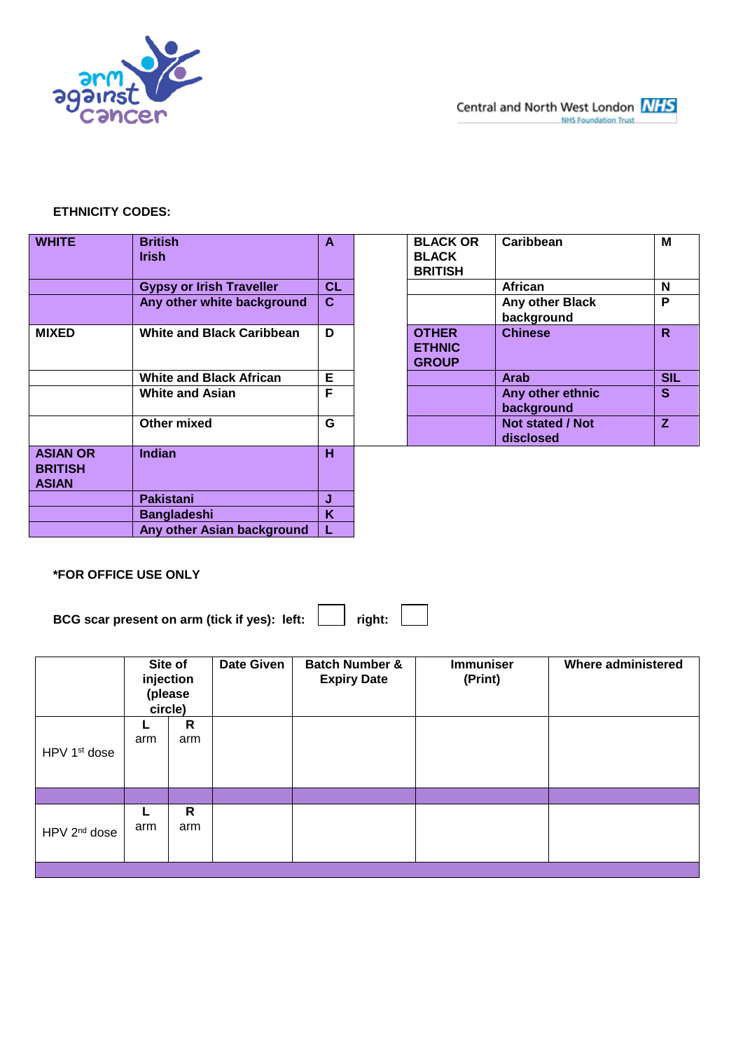**ETHNICITY CODES:**

| | | | | | | |
|---|---|---|---|---|---|---|
| **WHITE** | **British**<br>**Irish** | **A** | | **BLACK OR BLACK BRITISH** | **Caribbean** | **M** |
| | **Gypsy or Irish Traveller** | **CL** | | | **African** | **N** |
| | **Any other white background** | **C** | | | **Any other Black background** | **P** |
| **MIXED** | **White and Black Caribbean** | **D** | | **OTHER ETHNIC GROUP** | **Chinese** | **R** |
| | **White and Black African** | **E** | | | **Arab** | **SIL** |
| | **White and Asian** | **F** | | | **Any other ethnic background** | **S** |
| | **Other mixed** | **G** | | | **Not stated / Not disclosed** | **Z** |
| **ASIAN OR BRITISH ASIAN** | **Indian** | **H** | | | | |
| | **Pakistani** | **J** | | | | |
| | **Bangladeshi** | **K** | | | | |
| | **Any other Asian background** | **L** | | | | |

**\*FOR OFFICE USE ONLY**

**BCG scar present on arm (tick if yes): left:** ☐ **right:** ☐

| | **Site of injection (please circle)** | | **Date Given** | **Batch Number & Expiry Date** | **Immuniser (Print)** | **Where administered** |
|---|---|---|---|---|---|---|
| HPV 1st dose | **L** arm | **R** arm | | | | |
| | | | | | | |
| HPV 2nd dose | **L** arm | **R** arm | | | | |